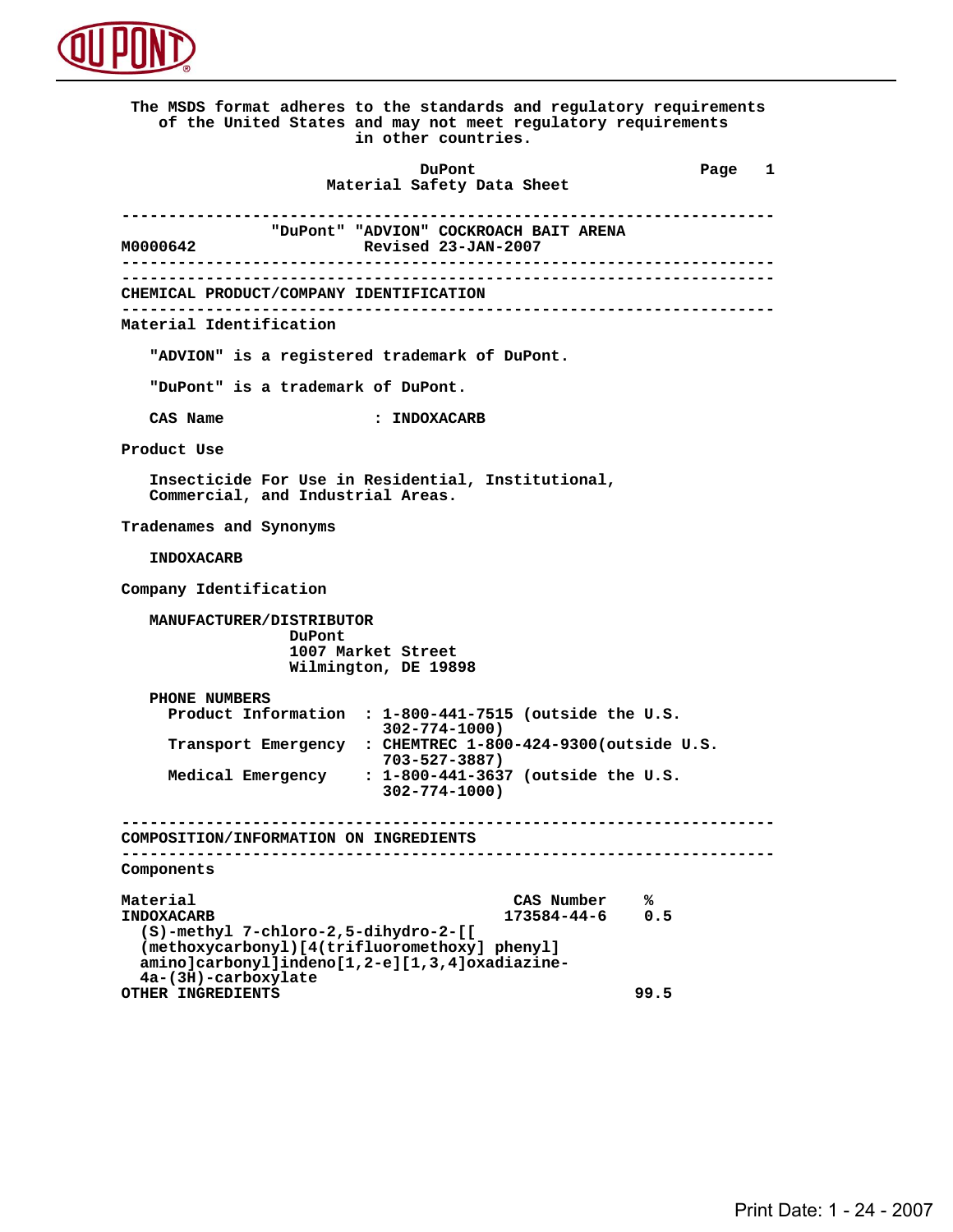The MSDS format adheres to the standards and regulatory requirements of the United States and may not meet regulatory requirements in other countries.

**DuPont**
**Material Safety Data Sheet**

---

## "DuPont" "ADVION" COCKROACH BAIT ARENA

M0000642 Revised 23-JAN-2007

---

## CHEMICAL PRODUCT/COMPANY IDENTIFICATION

### Material Identification

"ADVION" is a registered trademark of DuPont.

"DuPont" is a trademark of DuPont.

CAS Name : INDOXACARB

### Product Use

Insecticide For Use in Residential, Institutional, Commercial, and Industrial Areas.

### Tradenames and Synonyms

INDOXACARB

### Company Identification

MANUFACTURER/DISTRIBUTOR
DuPont
1007 Market Street
Wilmington, DE 19898

PHONE NUMBERS
- Product Information : 1-800-441-7515 (outside the U.S. 302-774-1000)
- Transport Emergency : CHEMTREC 1-800-424-9300(outside U.S. 703-527-3887)
- Medical Emergency : 1-800-441-3637 (outside the U.S. 302-774-1000)

---

## COMPOSITION/INFORMATION ON INGREDIENTS

### Components

| Material | CAS Number | % |
|---|---|---|
| INDOXACARB<br>(S)-methyl 7-chloro-2,5-dihydro-2-[[(methoxycarbonyl)[4(trifluoromethoxy] phenyl] amino]carbonyl]indeno[1,2-e][1,3,4]oxadiazine-4a-(3H)-carboxylate | 173584-44-6 | 0.5 |
| OTHER INGREDIENTS | | 99.5 |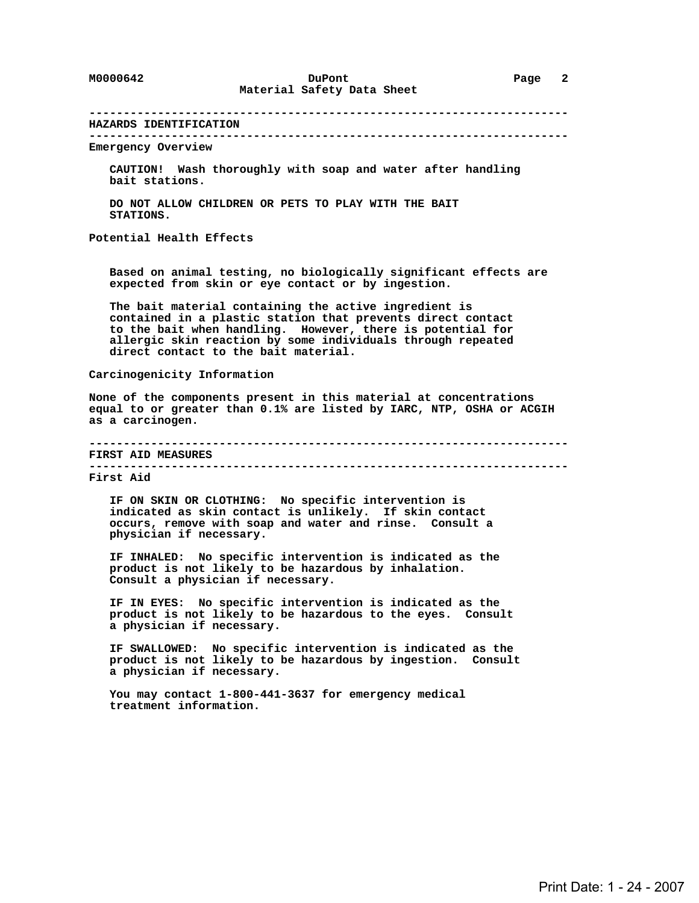## HAZARDS IDENTIFICATION

### Emergency Overview

**CAUTION! Wash thoroughly with soap and water after handling bait stations.**

**DO NOT ALLOW CHILDREN OR PETS TO PLAY WITH THE BAIT STATIONS.**

### Potential Health Effects

Based on animal testing, no biologically significant effects are expected from skin or eye contact or by ingestion.

The bait material containing the active ingredient is contained in a plastic station that prevents direct contact to the bait when handling. However, there is potential for allergic skin reaction by some individuals through repeated direct contact to the bait material.

### Carcinogenicity Information

None of the components present in this material at concentrations equal to or greater than 0.1% are listed by IARC, NTP, OSHA or ACGIH as a carcinogen.

## FIRST AID MEASURES

### First Aid

IF ON SKIN OR CLOTHING: No specific intervention is indicated as skin contact is unlikely. If skin contact occurs, remove with soap and water and rinse. Consult a physician if necessary.

IF INHALED: No specific intervention is indicated as the product is not likely to be hazardous by inhalation. Consult a physician if necessary.

IF IN EYES: No specific intervention is indicated as the product is not likely to be hazardous to the eyes. Consult a physician if necessary.

IF SWALLOWED: No specific intervention is indicated as the product is not likely to be hazardous by ingestion. Consult a physician if necessary.

You may contact 1-800-441-3637 for emergency medical treatment information.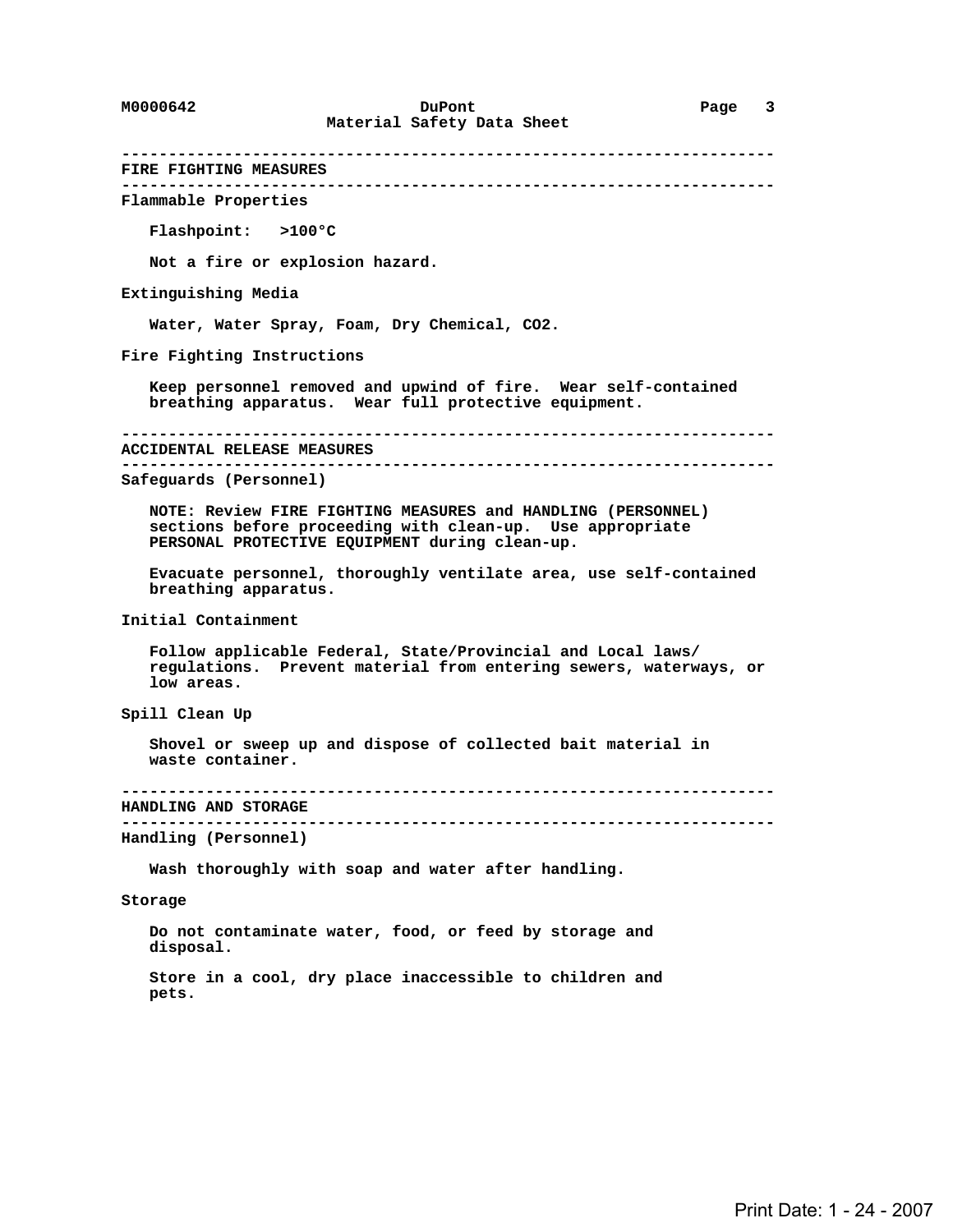## FIRE FIGHTING MEASURES

### Flammable Properties

Flashpoint: >100°C

Not a fire or explosion hazard.

### Extinguishing Media

Water, Water Spray, Foam, Dry Chemical, $CO_2$.

### Fire Fighting Instructions

Keep personnel removed and upwind of fire. Wear self-contained breathing apparatus. Wear full protective equipment.

## ACCIDENTAL RELEASE MEASURES

### Safeguards (Personnel)

NOTE: Review FIRE FIGHTING MEASURES and HANDLING (PERSONNEL) sections before proceeding with clean-up. Use appropriate PERSONAL PROTECTIVE EQUIPMENT during clean-up.

Evacuate personnel, thoroughly ventilate area, use self-contained breathing apparatus.

### Initial Containment

Follow applicable Federal, State/Provincial and Local laws/ regulations. Prevent material from entering sewers, waterways, or low areas.

### Spill Clean Up

Shovel or sweep up and dispose of collected bait material in waste container.

## HANDLING AND STORAGE

### Handling (Personnel)

Wash thoroughly with soap and water after handling.

### Storage

Do not contaminate water, food, or feed by storage and disposal.

Store in a cool, dry place inaccessible to children and pets.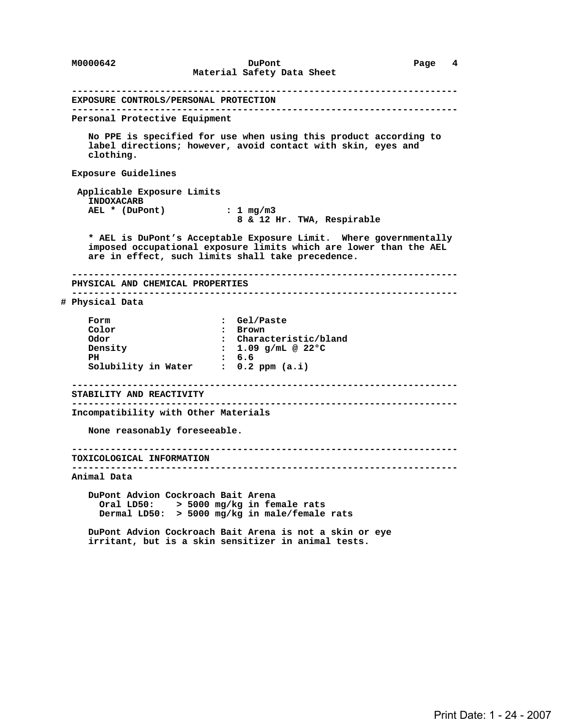## EXPOSURE CONTROLS/PERSONAL PROTECTION

### Personal Protective Equipment

No PPE is specified for use when using this product according to label directions; however, avoid contact with skin, eyes and clothing.

### Exposure Guidelines

Applicable Exposure Limits

INDOXACARB

| | |
|---|---|
| AEL * (DuPont) | : 1 mg/m3<br>8 & 12 Hr. TWA, Respirable |

* AEL is DuPont's Acceptable Exposure Limit. Where governmentally imposed occupational exposure limits which are lower than the AEL are in effect, such limits shall take precedence.

## PHYSICAL AND CHEMICAL PROPERTIES

### # Physical Data

| | |
|---|---|
| Form | : Gel/Paste |
| Color | : Brown |
| Odor | : Characteristic/bland |
| Density | : 1.09 g/mL @ 22°C |
| PH | : 6.6 |
| Solubility in Water | : 0.2 ppm (a.i) |

## STABILITY AND REACTIVITY

### Incompatibility with Other Materials

None reasonably foreseeable.

## TOXICOLOGICAL INFORMATION

### Animal Data

DuPont Advion Cockroach Bait Arena

- Oral LD50: > 5000 mg/kg in female rats
- Dermal LD50: > 5000 mg/kg in male/female rats

DuPont Advion Cockroach Bait Arena is not a skin or eye irritant, but is a skin sensitizer in animal tests.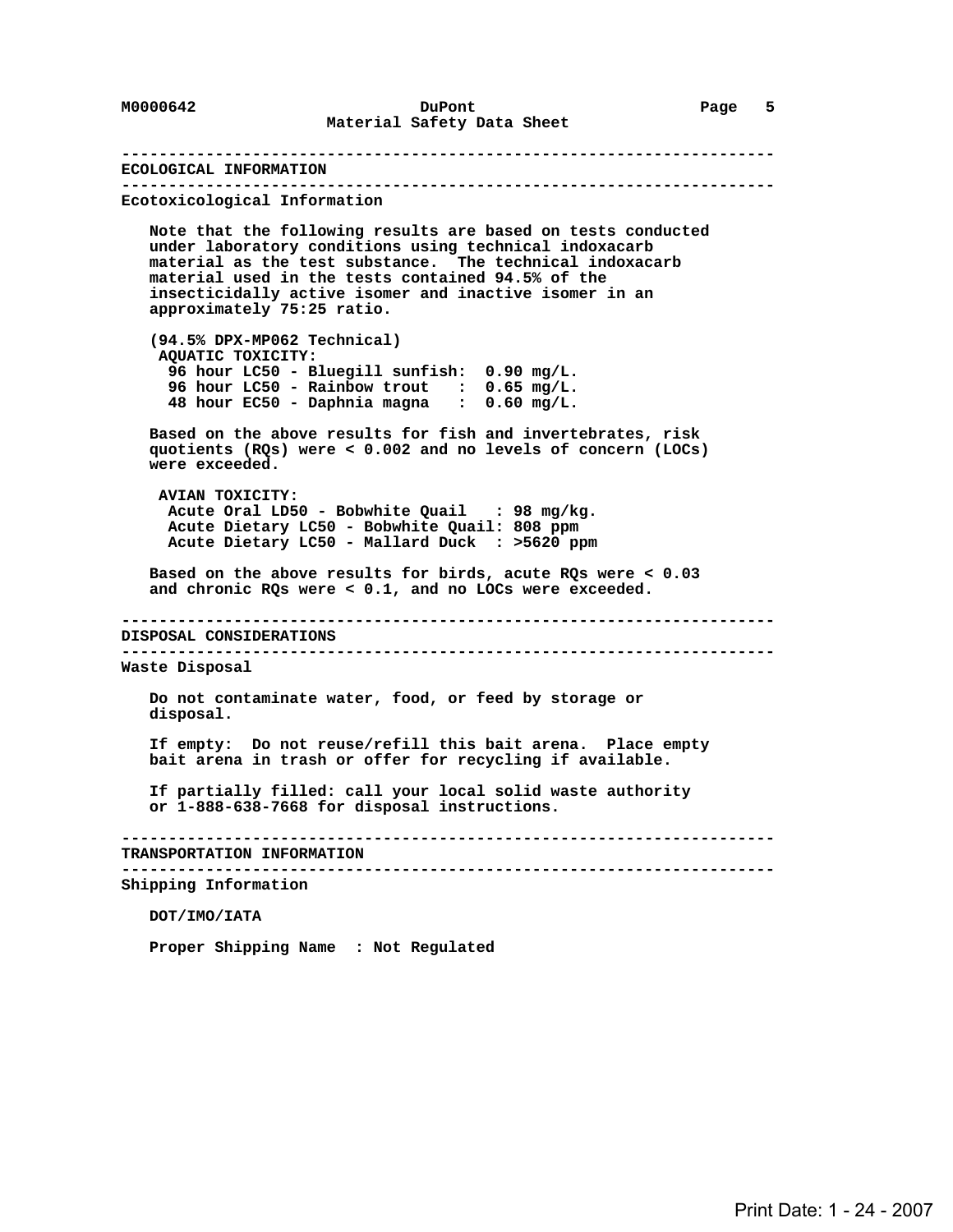## ECOLOGICAL INFORMATION

### Ecotoxicological Information

Note that the following results are based on tests conducted under laboratory conditions using technical indoxacarb material as the test substance. The technical indoxacarb material used in the tests contained 94.5% of the insecticidally active isomer and inactive isomer in an approximately 75:25 ratio.

(94.5% DPX-MP062 Technical)

AQUATIC TOXICITY:

- 96 hour LC50 - Bluegill sunfish: 0.90 mg/L.
- 96 hour LC50 - Rainbow trout : 0.65 mg/L.
- 48 hour EC50 - Daphnia magna : 0.60 mg/L.

Based on the above results for fish and invertebrates, risk quotients (RQs) were < 0.002 and no levels of concern (LOCs) were exceeded.

AVIAN TOXICITY:

- Acute Oral LD50 - Bobwhite Quail : 98 mg/kg.
- Acute Dietary LC50 - Bobwhite Quail: 808 ppm
- Acute Dietary LC50 - Mallard Duck : >5620 ppm

Based on the above results for birds, acute RQs were < 0.03 and chronic RQs were < 0.1, and no LOCs were exceeded.

## DISPOSAL CONSIDERATIONS

### Waste Disposal

Do not contaminate water, food, or feed by storage or disposal.

If empty: Do not reuse/refill this bait arena. Place empty bait arena in trash or offer for recycling if available.

If partially filled: call your local solid waste authority or 1-888-638-7668 for disposal instructions.

## TRANSPORTATION INFORMATION

### Shipping Information

DOT/IMO/IATA

Proper Shipping Name : Not Regulated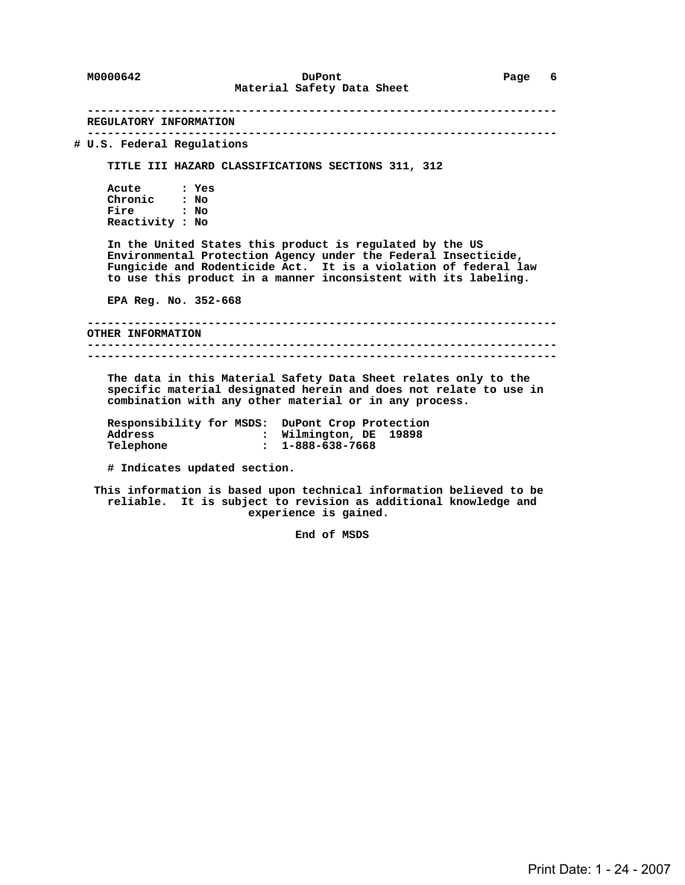## REGULATORY INFORMATION

# U.S. Federal Regulations

TITLE III HAZARD CLASSIFICATIONS SECTIONS 311, 312

Acute : Yes
Chronic : No
Fire : No
Reactivity : No

In the United States this product is regulated by the US Environmental Protection Agency under the Federal Insecticide, Fungicide and Rodenticide Act. It is a violation of federal law to use this product in a manner inconsistent with its labeling.

EPA Reg. No. 352-668

## OTHER INFORMATION

The data in this Material Safety Data Sheet relates only to the specific material designated herein and does not relate to use in combination with any other material or in any process.

Responsibility for MSDS: DuPont Crop Protection
Address : Wilmington, DE 19898
Telephone : 1-888-638-7668

# Indicates updated section.

This information is based upon technical information believed to be reliable. It is subject to revision as additional knowledge and experience is gained.

End of MSDS